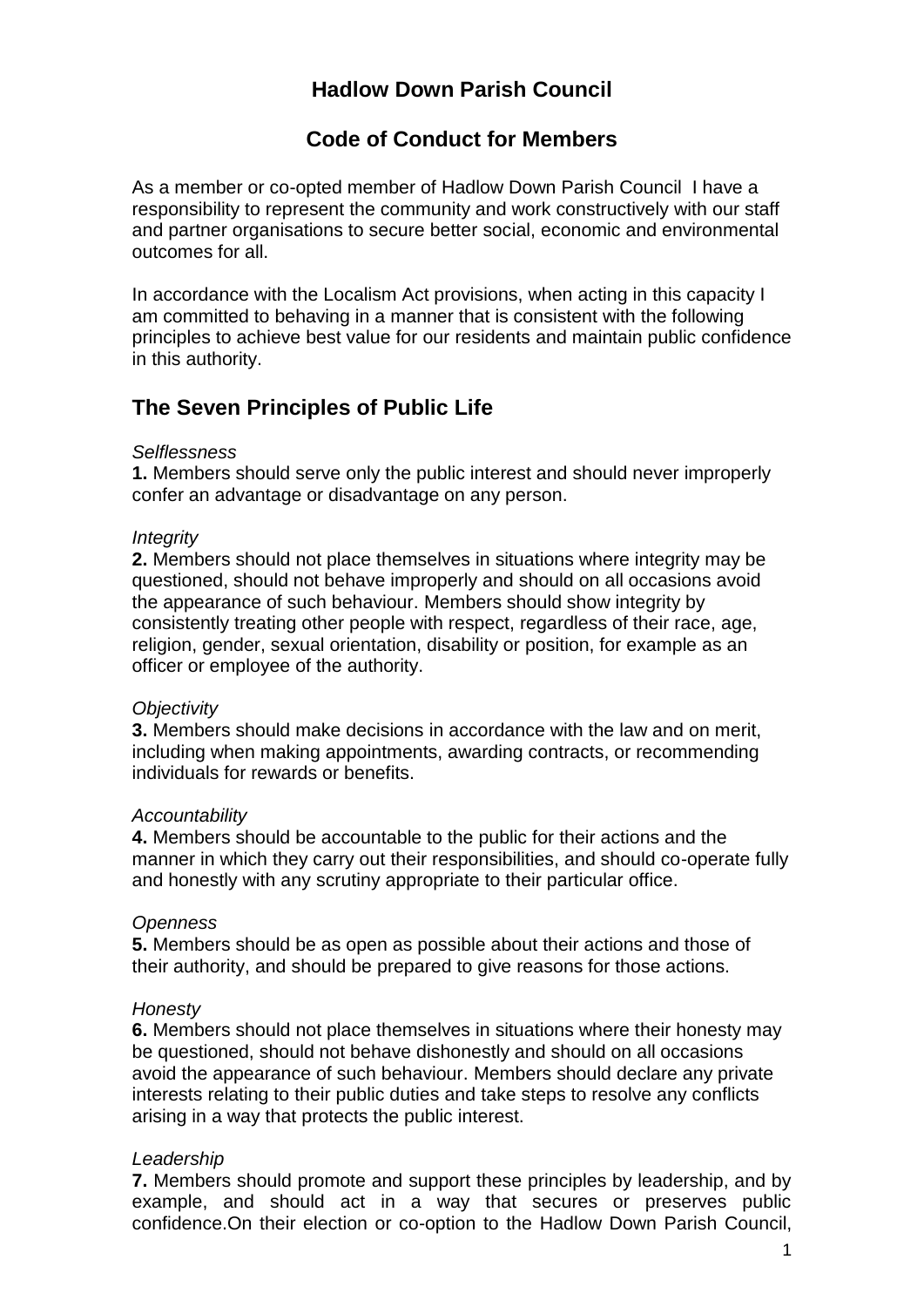# Hadlow Down Parish Council

## Code of Conduct for Members

As a member or co-opted member of Hadlow Down Parish Council I have a responsibility to represent the community and work constructively with our staff and partner organisations to secure better social, economic and environmental outcomes for all.

In accordance with the Localism Act provisions, when acting in this capacity I am committed to behaving in a manner that is consistent with the following principles to achieve best value for our residents and maintain public confidence in this authority.

## The Seven Principles of Public Life

*Selflessness*
**1.** Members should serve only the public interest and should never improperly confer an advantage or disadvantage on any person.

*Integrity*
**2.** Members should not place themselves in situations where integrity may be questioned, should not behave improperly and should on all occasions avoid the appearance of such behaviour. Members should show integrity by consistently treating other people with respect, regardless of their race, age, religion, gender, sexual orientation, disability or position, for example as an officer or employee of the authority.

*Objectivity*
**3.** Members should make decisions in accordance with the law and on merit, including when making appointments, awarding contracts, or recommending individuals for rewards or benefits.

*Accountability*
**4.** Members should be accountable to the public for their actions and the manner in which they carry out their responsibilities, and should co-operate fully and honestly with any scrutiny appropriate to their particular office.

*Openness*
**5.** Members should be as open as possible about their actions and those of their authority, and should be prepared to give reasons for those actions.

*Honesty*
**6.** Members should not place themselves in situations where their honesty may be questioned, should not behave dishonestly and should on all occasions avoid the appearance of such behaviour. Members should declare any private interests relating to their public duties and take steps to resolve any conflicts arising in a way that protects the public interest.

*Leadership*
**7.** Members should promote and support these principles by leadership, and by example, and should act in a way that secures or preserves public confidence.On their election or co-option to the Hadlow Down Parish Council,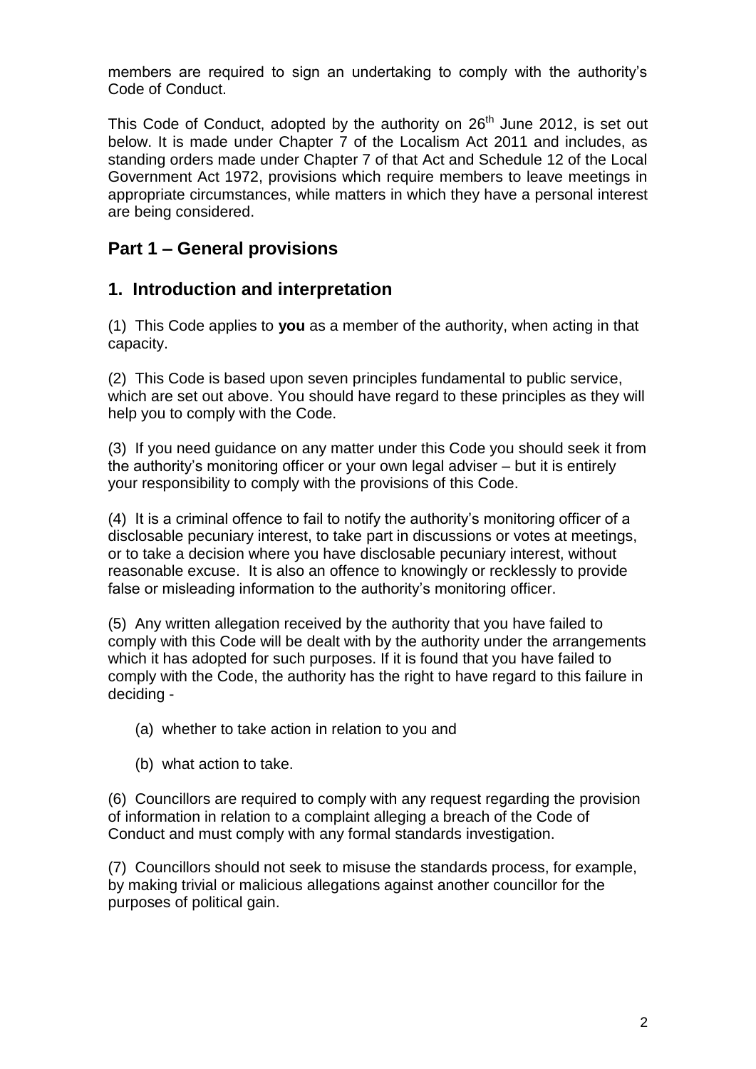members are required to sign an undertaking to comply with the authority's Code of Conduct.

This Code of Conduct, adopted by the authority on 26th June 2012, is set out below. It is made under Chapter 7 of the Localism Act 2011 and includes, as standing orders made under Chapter 7 of that Act and Schedule 12 of the Local Government Act 1972, provisions which require members to leave meetings in appropriate circumstances, while matters in which they have a personal interest are being considered.

## Part 1 – General provisions

## 1. Introduction and interpretation

(1) This Code applies to **you** as a member of the authority, when acting in that capacity.

(2) This Code is based upon seven principles fundamental to public service, which are set out above. You should have regard to these principles as they will help you to comply with the Code.

(3) If you need guidance on any matter under this Code you should seek it from the authority's monitoring officer or your own legal adviser – but it is entirely your responsibility to comply with the provisions of this Code.

(4) It is a criminal offence to fail to notify the authority's monitoring officer of a disclosable pecuniary interest, to take part in discussions or votes at meetings, or to take a decision where you have disclosable pecuniary interest, without reasonable excuse. It is also an offence to knowingly or recklessly to provide false or misleading information to the authority's monitoring officer.

(5) Any written allegation received by the authority that you have failed to comply with this Code will be dealt with by the authority under the arrangements which it has adopted for such purposes. If it is found that you have failed to comply with the Code, the authority has the right to have regard to this failure in deciding -

(a) whether to take action in relation to you and

(b) what action to take.

(6) Councillors are required to comply with any request regarding the provision of information in relation to a complaint alleging a breach of the Code of Conduct and must comply with any formal standards investigation.

(7) Councillors should not seek to misuse the standards process, for example, by making trivial or malicious allegations against another councillor for the purposes of political gain.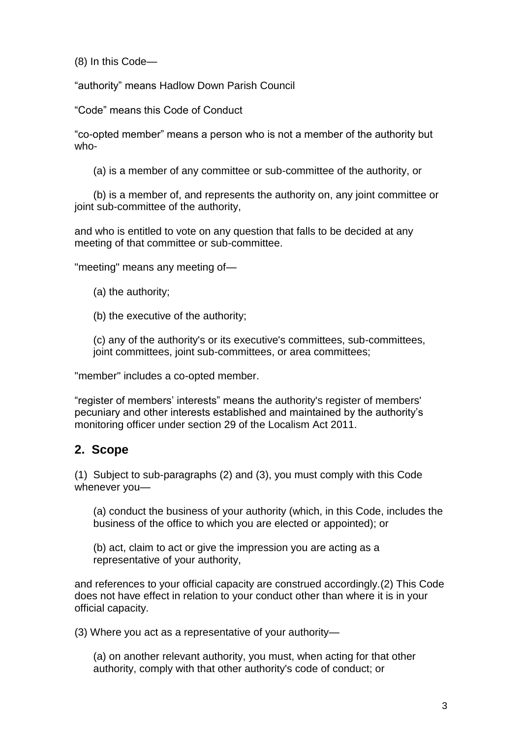(8) In this Code—

“authority” means Hadlow Down Parish Council

“Code” means this Code of Conduct

“co-opted member” means a person who is not a member of the authority but who-

(a) is a member of any committee or sub-committee of the authority, or

(b) is a member of, and represents the authority on, any joint committee or joint sub-committee of the authority,

and who is entitled to vote on any question that falls to be decided at any meeting of that committee or sub-committee.

"meeting" means any meeting of—

(a) the authority;

(b) the executive of the authority;

(c) any of the authority's or its executive's committees, sub-committees, joint committees, joint sub-committees, or area committees;

"member" includes a co-opted member.

“register of members’ interests” means the authority's register of members' pecuniary and other interests established and maintained by the authority’s monitoring officer under section 29 of the Localism Act 2011.

## 2. Scope

(1) Subject to sub-paragraphs (2) and (3), you must comply with this Code whenever you—

(a) conduct the business of your authority (which, in this Code, includes the business of the office to which you are elected or appointed); or

(b) act, claim to act or give the impression you are acting as a representative of your authority,

and references to your official capacity are construed accordingly.(2) This Code does not have effect in relation to your conduct other than where it is in your official capacity.

(3) Where you act as a representative of your authority—

(a) on another relevant authority, you must, when acting for that other authority, comply with that other authority's code of conduct; or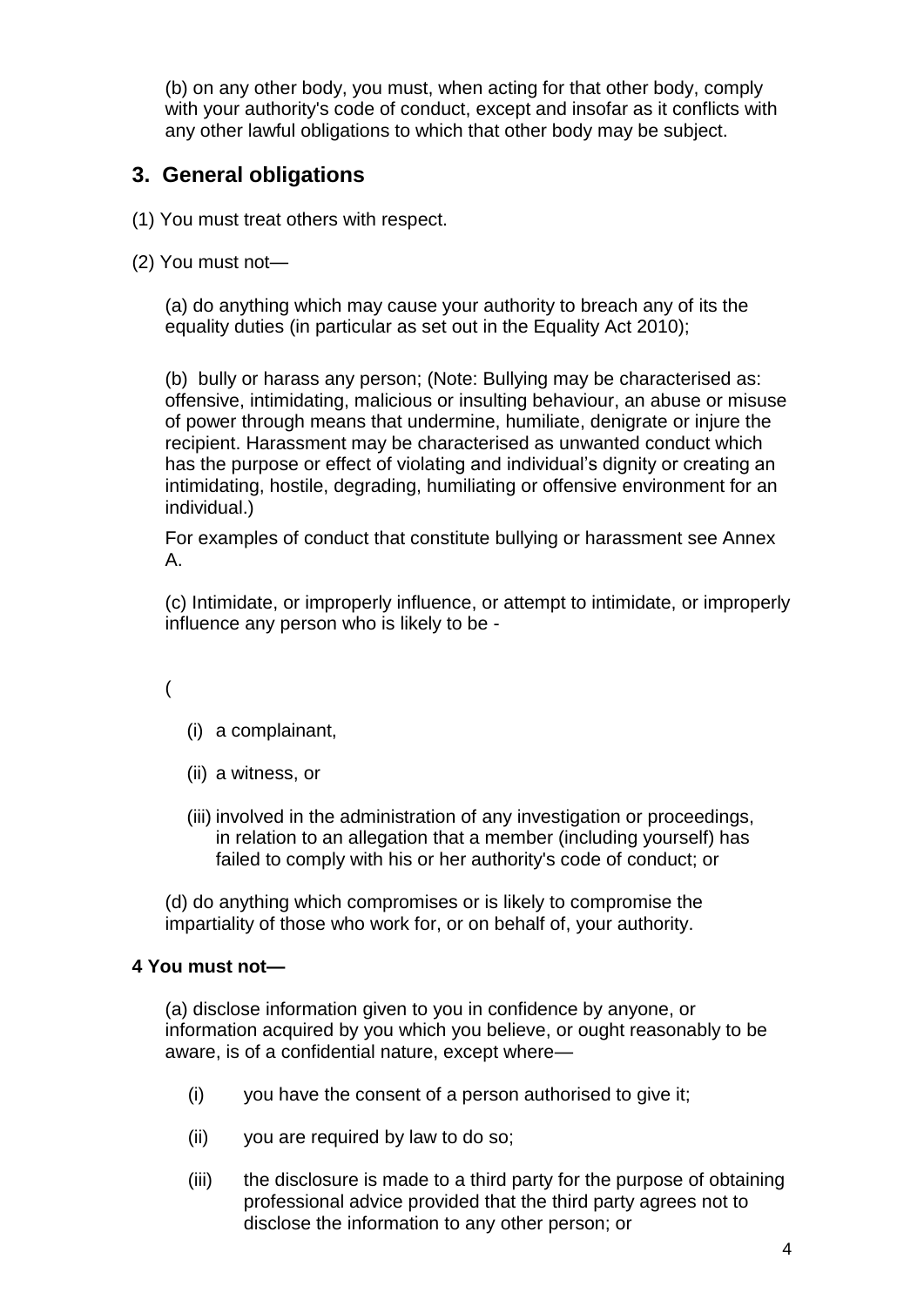(b) on any other body, you must, when acting for that other body, comply with your authority's code of conduct, except and insofar as it conflicts with any other lawful obligations to which that other body may be subject.

## 3. General obligations

(1) You must treat others with respect.

(2) You must not—

(a) do anything which may cause your authority to breach any of its the equality duties (in particular as set out in the Equality Act 2010);

(b) bully or harass any person; (Note: Bullying may be characterised as: offensive, intimidating, malicious or insulting behaviour, an abuse or misuse of power through means that undermine, humiliate, denigrate or injure the recipient. Harassment may be characterised as unwanted conduct which has the purpose or effect of violating and individual's dignity or creating an intimidating, hostile, degrading, humiliating or offensive environment for an individual.)

For examples of conduct that constitute bullying or harassment see Annex A.

(c) Intimidate, or improperly influence, or attempt to intimidate, or improperly influence any person who is likely to be -

(

(i) a complainant,

(ii) a witness, or

(iii) involved in the administration of any investigation or proceedings, in relation to an allegation that a member (including yourself) has failed to comply with his or her authority's code of conduct; or

(d) do anything which compromises or is likely to compromise the impartiality of those who work for, or on behalf of, your authority.

**4 You must not—**

(a) disclose information given to you in confidence by anyone, or information acquired by you which you believe, or ought reasonably to be aware, is of a confidential nature, except where—

(i) you have the consent of a person authorised to give it;

(ii) you are required by law to do so;

(iii) the disclosure is made to a third party for the purpose of obtaining professional advice provided that the third party agrees not to disclose the information to any other person; or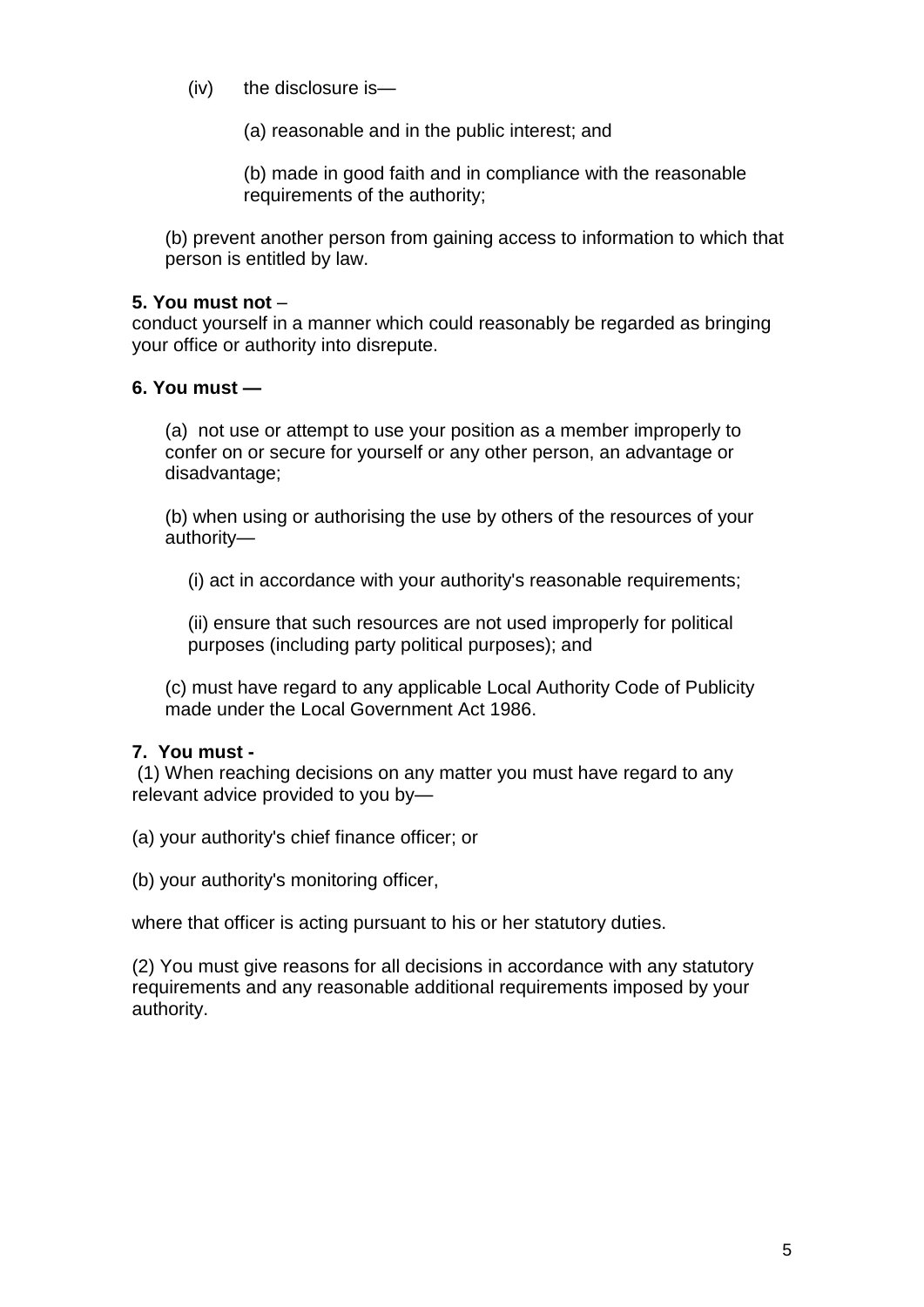(iv) the disclosure is—

(a) reasonable and in the public interest; and

(b) made in good faith and in compliance with the reasonable requirements of the authority;

(b) prevent another person from gaining access to information to which that person is entitled by law.

**5. You must not** –
conduct yourself in a manner which could reasonably be regarded as bringing your office or authority into disrepute.

**6. You must —**

(a) not use or attempt to use your position as a member improperly to confer on or secure for yourself or any other person, an advantage or disadvantage;

(b) when using or authorising the use by others of the resources of your authority—

(i) act in accordance with your authority's reasonable requirements;

(ii) ensure that such resources are not used improperly for political purposes (including party political purposes); and

(c) must have regard to any applicable Local Authority Code of Publicity made under the Local Government Act 1986.

**7. You must -**
(1) When reaching decisions on any matter you must have regard to any relevant advice provided to you by—

(a) your authority's chief finance officer; or

(b) your authority's monitoring officer,

where that officer is acting pursuant to his or her statutory duties.

(2) You must give reasons for all decisions in accordance with any statutory requirements and any reasonable additional requirements imposed by your authority.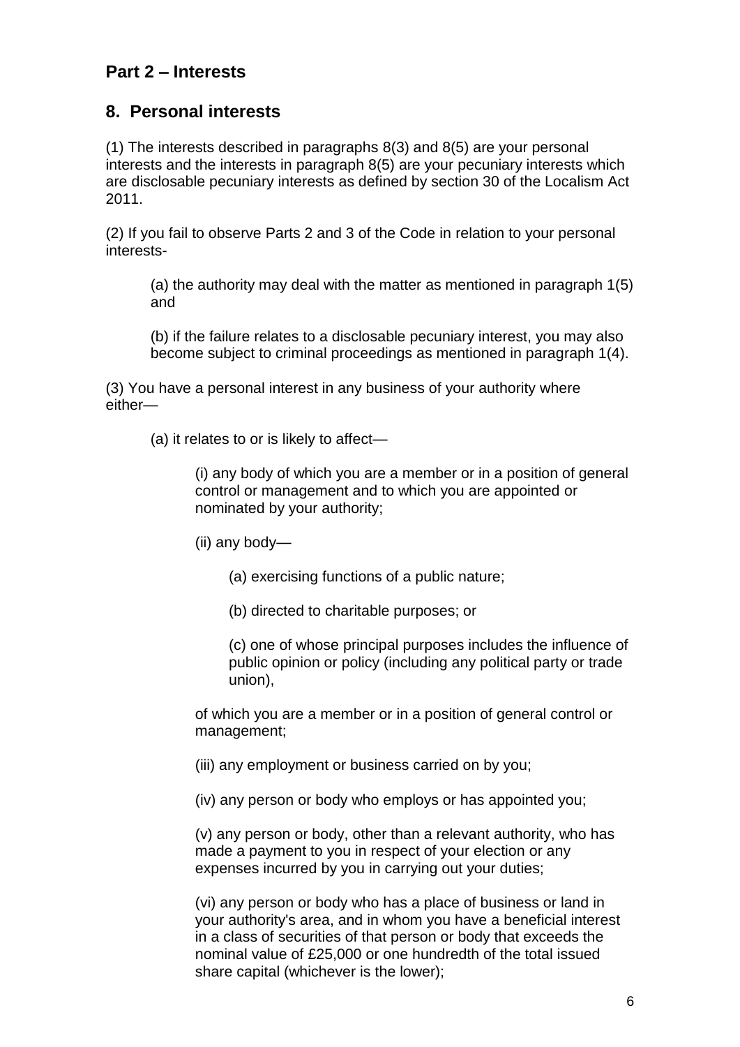## Part 2 – Interests

## 8. Personal interests

(1) The interests described in paragraphs 8(3) and 8(5) are your personal interests and the interests in paragraph 8(5) are your pecuniary interests which are disclosable pecuniary interests as defined by section 30 of the Localism Act 2011.

(2) If you fail to observe Parts 2 and 3 of the Code in relation to your personal interests-

> (a) the authority may deal with the matter as mentioned in paragraph 1(5) and
>
> (b) if the failure relates to a disclosable pecuniary interest, you may also become subject to criminal proceedings as mentioned in paragraph 1(4).

(3) You have a personal interest in any business of your authority where either—

> (a) it relates to or is likely to affect—
>
> > (i) any body of which you are a member or in a position of general control or management and to which you are appointed or nominated by your authority;
> >
> > (ii) any body—
> >
> > > (a) exercising functions of a public nature;
> > >
> > > (b) directed to charitable purposes; or
> > >
> > > (c) one of whose principal purposes includes the influence of public opinion or policy (including any political party or trade union),
> >
> > of which you are a member or in a position of general control or management;
> >
> > (iii) any employment or business carried on by you;
> >
> > (iv) any person or body who employs or has appointed you;
> >
> > (v) any person or body, other than a relevant authority, who has made a payment to you in respect of your election or any expenses incurred by you in carrying out your duties;
> >
> > (vi) any person or body who has a place of business or land in your authority's area, and in whom you have a beneficial interest in a class of securities of that person or body that exceeds the nominal value of £25,000 or one hundredth of the total issued share capital (whichever is the lower);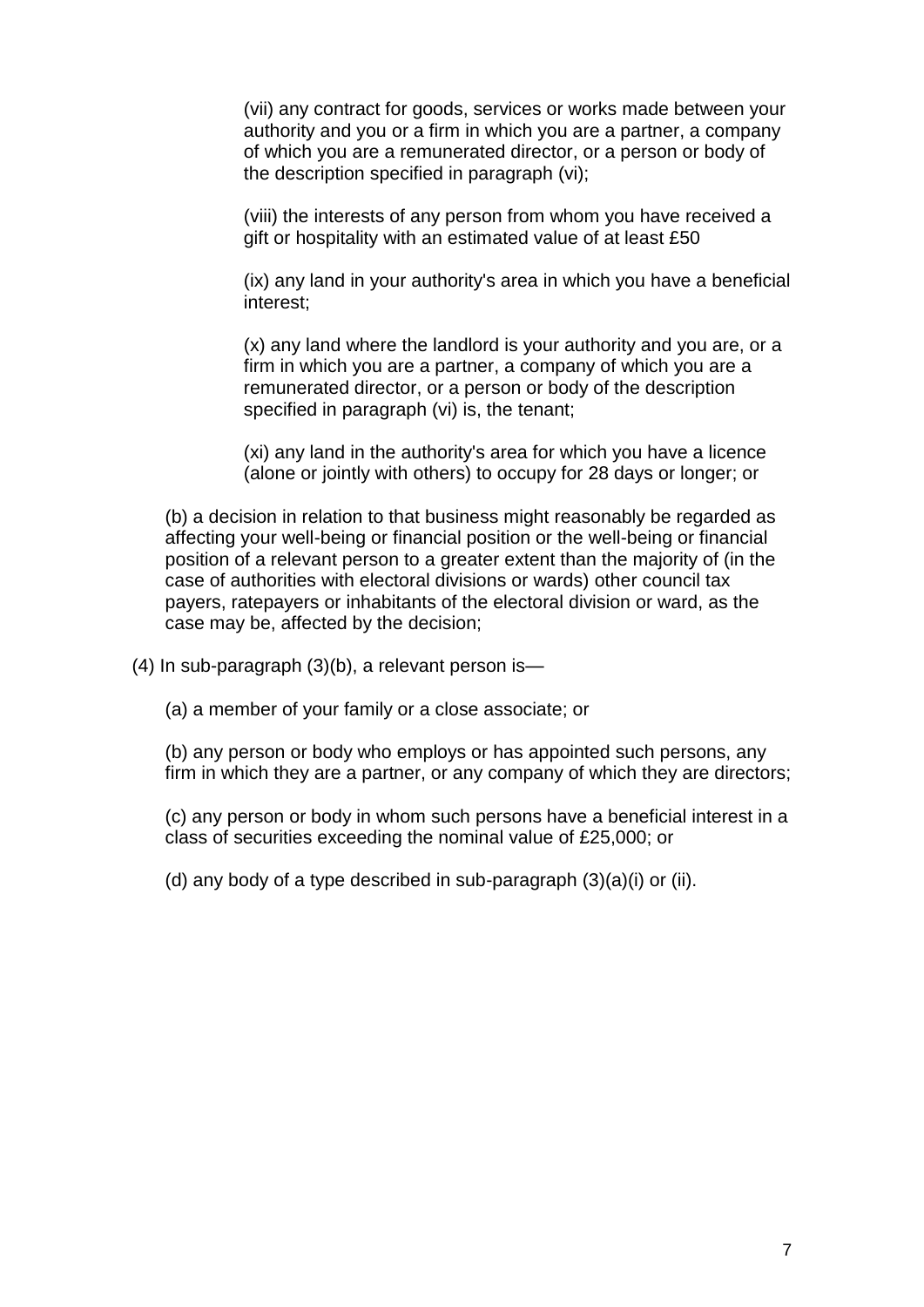(vii) any contract for goods, services or works made between your authority and you or a firm in which you are a partner, a company of which you are a remunerated director, or a person or body of the description specified in paragraph (vi);

(viii) the interests of any person from whom you have received a gift or hospitality with an estimated value of at least £50

(ix) any land in your authority's area in which you have a beneficial interest;

(x) any land where the landlord is your authority and you are, or a firm in which you are a partner, a company of which you are a remunerated director, or a person or body of the description specified in paragraph (vi) is, the tenant;

(xi) any land in the authority's area for which you have a licence (alone or jointly with others) to occupy for 28 days or longer; or

(b) a decision in relation to that business might reasonably be regarded as affecting your well-being or financial position or the well-being or financial position of a relevant person to a greater extent than the majority of (in the case of authorities with electoral divisions or wards) other council tax payers, ratepayers or inhabitants of the electoral division or ward, as the case may be, affected by the decision;

(4) In sub-paragraph (3)(b), a relevant person is—

(a) a member of your family or a close associate; or

(b) any person or body who employs or has appointed such persons, any firm in which they are a partner, or any company of which they are directors;

(c) any person or body in whom such persons have a beneficial interest in a class of securities exceeding the nominal value of £25,000; or

(d) any body of a type described in sub-paragraph (3)(a)(i) or (ii).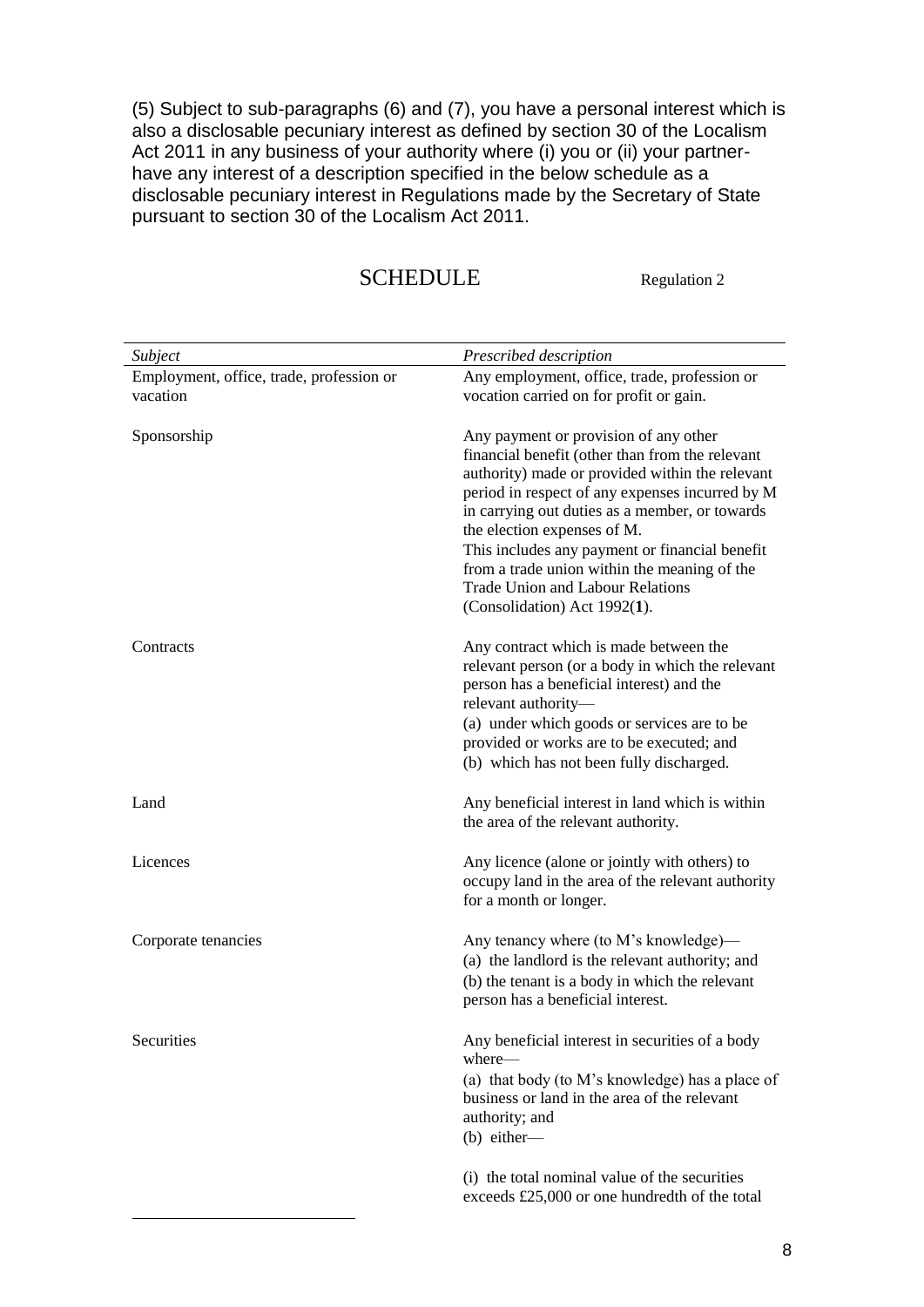(5) Subject to sub-paragraphs (6) and (7), you have a personal interest which is also a disclosable pecuniary interest as defined by section 30 of the Localism Act 2011 in any business of your authority where (i) you or (ii) your partner- have any interest of a description specified in the below schedule as a disclosable pecuniary interest in Regulations made by the Secretary of State pursuant to section 30 of the Localism Act 2011.

## SCHEDULE

Regulation 2

| *Subject* | *Prescribed description* |
|---|---|
| Employment, office, trade, profession or vacation | Any employment, office, trade, profession or vocation carried on for profit or gain. |
| Sponsorship | Any payment or provision of any other financial benefit (other than from the relevant authority) made or provided within the relevant period in respect of any expenses incurred by M in carrying out duties as a member, or towards the election expenses of M.<br>This includes any payment or financial benefit from a trade union within the meaning of the Trade Union and Labour Relations (Consolidation) Act 1992(**1**). |
| Contracts | Any contract which is made between the relevant person (or a body in which the relevant person has a beneficial interest) and the relevant authority—<br>(a) under which goods or services are to be provided or works are to be executed; and<br>(b) which has not been fully discharged. |
| Land | Any beneficial interest in land which is within the area of the relevant authority. |
| Licences | Any licence (alone or jointly with others) to occupy land in the area of the relevant authority for a month or longer. |
| Corporate tenancies | Any tenancy where (to M's knowledge)—<br>(a) the landlord is the relevant authority; and<br>(b) the tenant is a body in which the relevant person has a beneficial interest. |
| Securities | Any beneficial interest in securities of a body where—<br>(a) that body (to M's knowledge) has a place of business or land in the area of the relevant authority; and<br>(b) either—<br>(i) the total nominal value of the securities exceeds £25,000 or one hundredth of the total |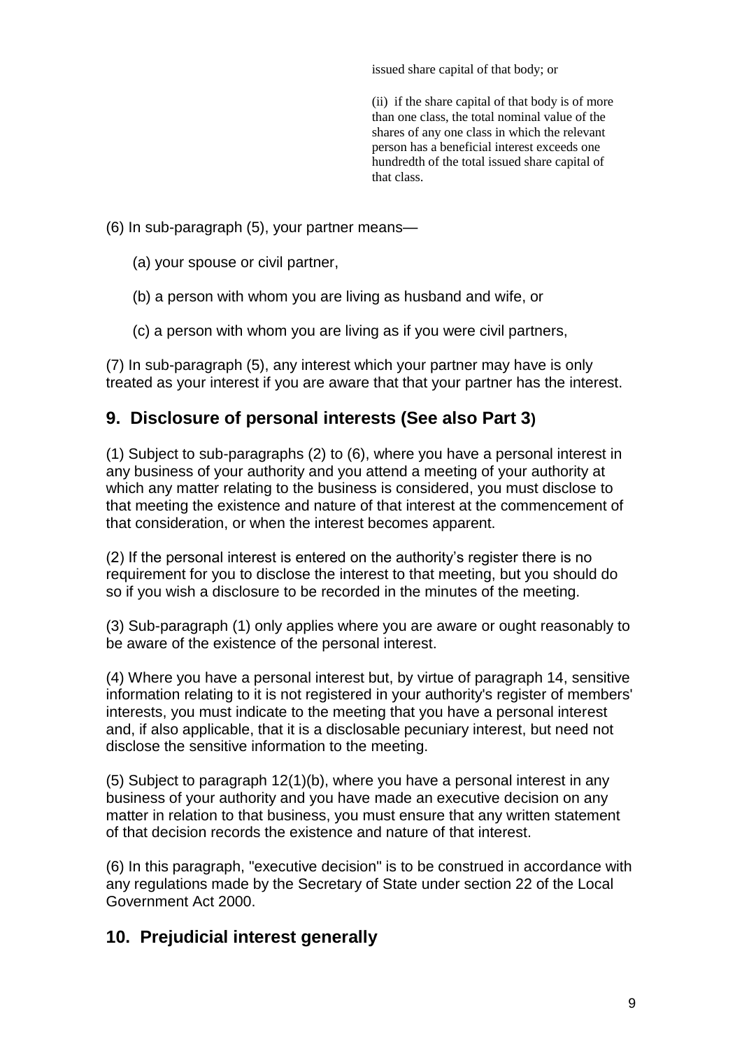issued share capital of that body; or

(ii) if the share capital of that body is of more than one class, the total nominal value of the shares of any one class in which the relevant person has a beneficial interest exceeds one hundredth of the total issued share capital of that class.

(6) In sub-paragraph (5), your partner means—

(a) your spouse or civil partner,

(b) a person with whom you are living as husband and wife, or

(c) a person with whom you are living as if you were civil partners,

(7) In sub-paragraph (5), any interest which your partner may have is only treated as your interest if you are aware that that your partner has the interest.

## 9. Disclosure of personal interests (See also Part 3)

(1) Subject to sub-paragraphs (2) to (6), where you have a personal interest in any business of your authority and you attend a meeting of your authority at which any matter relating to the business is considered, you must disclose to that meeting the existence and nature of that interest at the commencement of that consideration, or when the interest becomes apparent.

(2) If the personal interest is entered on the authority's register there is no requirement for you to disclose the interest to that meeting, but you should do so if you wish a disclosure to be recorded in the minutes of the meeting.

(3) Sub-paragraph (1) only applies where you are aware or ought reasonably to be aware of the existence of the personal interest.

(4) Where you have a personal interest but, by virtue of paragraph 14, sensitive information relating to it is not registered in your authority's register of members' interests, you must indicate to the meeting that you have a personal interest and, if also applicable, that it is a disclosable pecuniary interest, but need not disclose the sensitive information to the meeting.

(5) Subject to paragraph 12(1)(b), where you have a personal interest in any business of your authority and you have made an executive decision on any matter in relation to that business, you must ensure that any written statement of that decision records the existence and nature of that interest.

(6) In this paragraph, "executive decision" is to be construed in accordance with any regulations made by the Secretary of State under section 22 of the Local Government Act 2000.

## 10. Prejudicial interest generally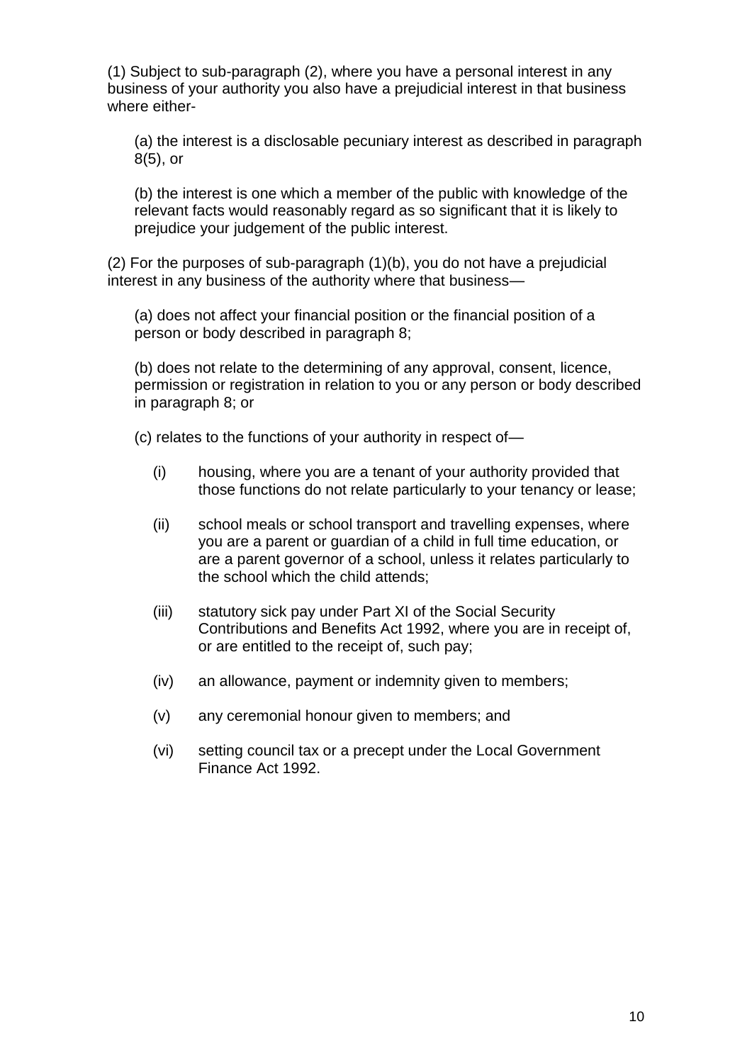(1) Subject to sub-paragraph (2), where you have a personal interest in any business of your authority you also have a prejudicial interest in that business where either-

(a) the interest is a disclosable pecuniary interest as described in paragraph 8(5), or

(b) the interest is one which a member of the public with knowledge of the relevant facts would reasonably regard as so significant that it is likely to prejudice your judgement of the public interest.

(2) For the purposes of sub-paragraph (1)(b), you do not have a prejudicial interest in any business of the authority where that business—

(a) does not affect your financial position or the financial position of a person or body described in paragraph 8;

(b) does not relate to the determining of any approval, consent, licence, permission or registration in relation to you or any person or body described in paragraph 8; or

(c) relates to the functions of your authority in respect of—

(i) housing, where you are a tenant of your authority provided that those functions do not relate particularly to your tenancy or lease;

(ii) school meals or school transport and travelling expenses, where you are a parent or guardian of a child in full time education, or are a parent governor of a school, unless it relates particularly to the school which the child attends;

(iii) statutory sick pay under Part XI of the Social Security Contributions and Benefits Act 1992, where you are in receipt of, or are entitled to the receipt of, such pay;

(iv) an allowance, payment or indemnity given to members;

(v) any ceremonial honour given to members; and

(vi) setting council tax or a precept under the Local Government Finance Act 1992.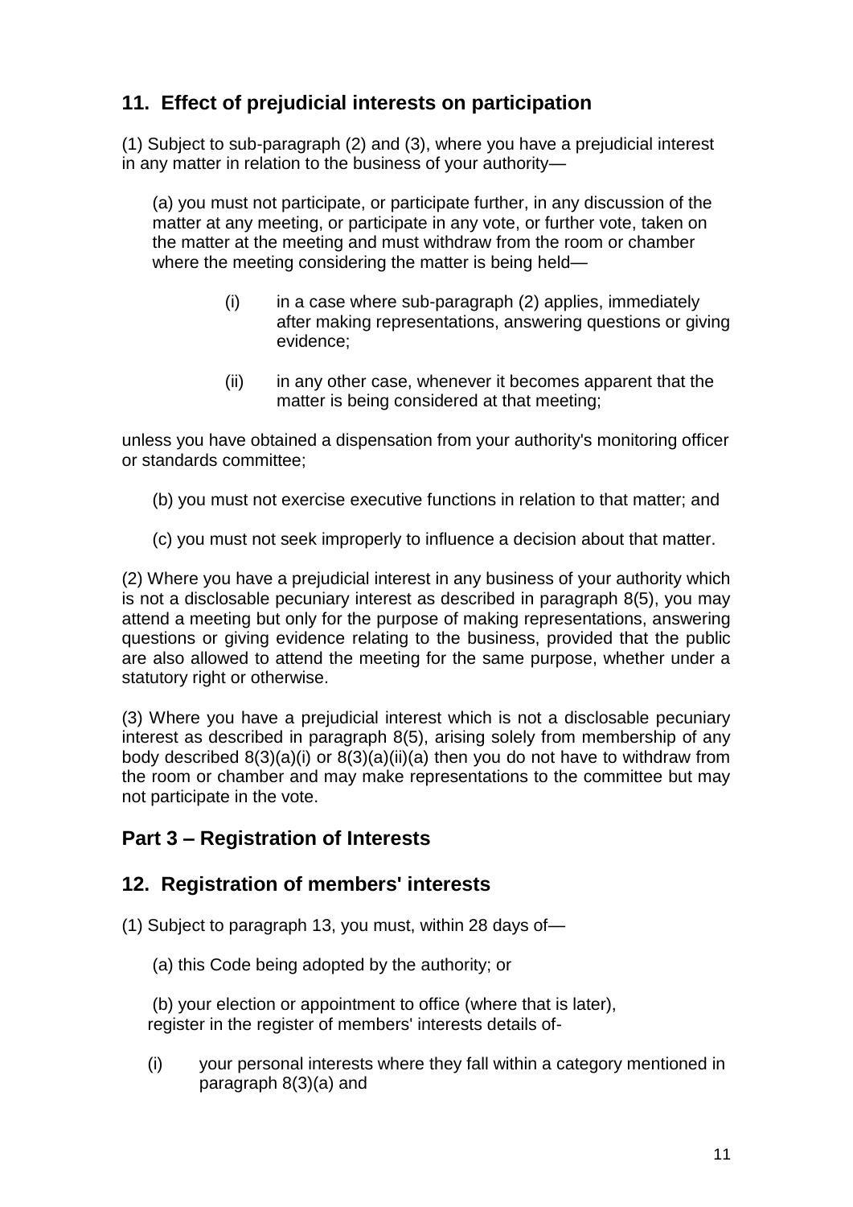## 11. Effect of prejudicial interests on participation

(1) Subject to sub-paragraph (2) and (3), where you have a prejudicial interest in any matter in relation to the business of your authority—

(a) you must not participate, or participate further, in any discussion of the matter at any meeting, or participate in any vote, or further vote, taken on the matter at the meeting and must withdraw from the room or chamber where the meeting considering the matter is being held—

(i) in a case where sub-paragraph (2) applies, immediately after making representations, answering questions or giving evidence;

(ii) in any other case, whenever it becomes apparent that the matter is being considered at that meeting;

unless you have obtained a dispensation from your authority's monitoring officer or standards committee;

(b) you must not exercise executive functions in relation to that matter; and

(c) you must not seek improperly to influence a decision about that matter.

(2) Where you have a prejudicial interest in any business of your authority which is not a disclosable pecuniary interest as described in paragraph 8(5), you may attend a meeting but only for the purpose of making representations, answering questions or giving evidence relating to the business, provided that the public are also allowed to attend the meeting for the same purpose, whether under a statutory right or otherwise.

(3) Where you have a prejudicial interest which is not a disclosable pecuniary interest as described in paragraph 8(5), arising solely from membership of any body described 8(3)(a)(i) or 8(3)(a)(ii)(a) then you do not have to withdraw from the room or chamber and may make representations to the committee but may not participate in the vote.

## Part 3 – Registration of Interests

## 12. Registration of members' interests

(1) Subject to paragraph 13, you must, within 28 days of—

(a) this Code being adopted by the authority; or

(b) your election or appointment to office (where that is later), register in the register of members' interests details of-

(i) your personal interests where they fall within a category mentioned in paragraph 8(3)(a) and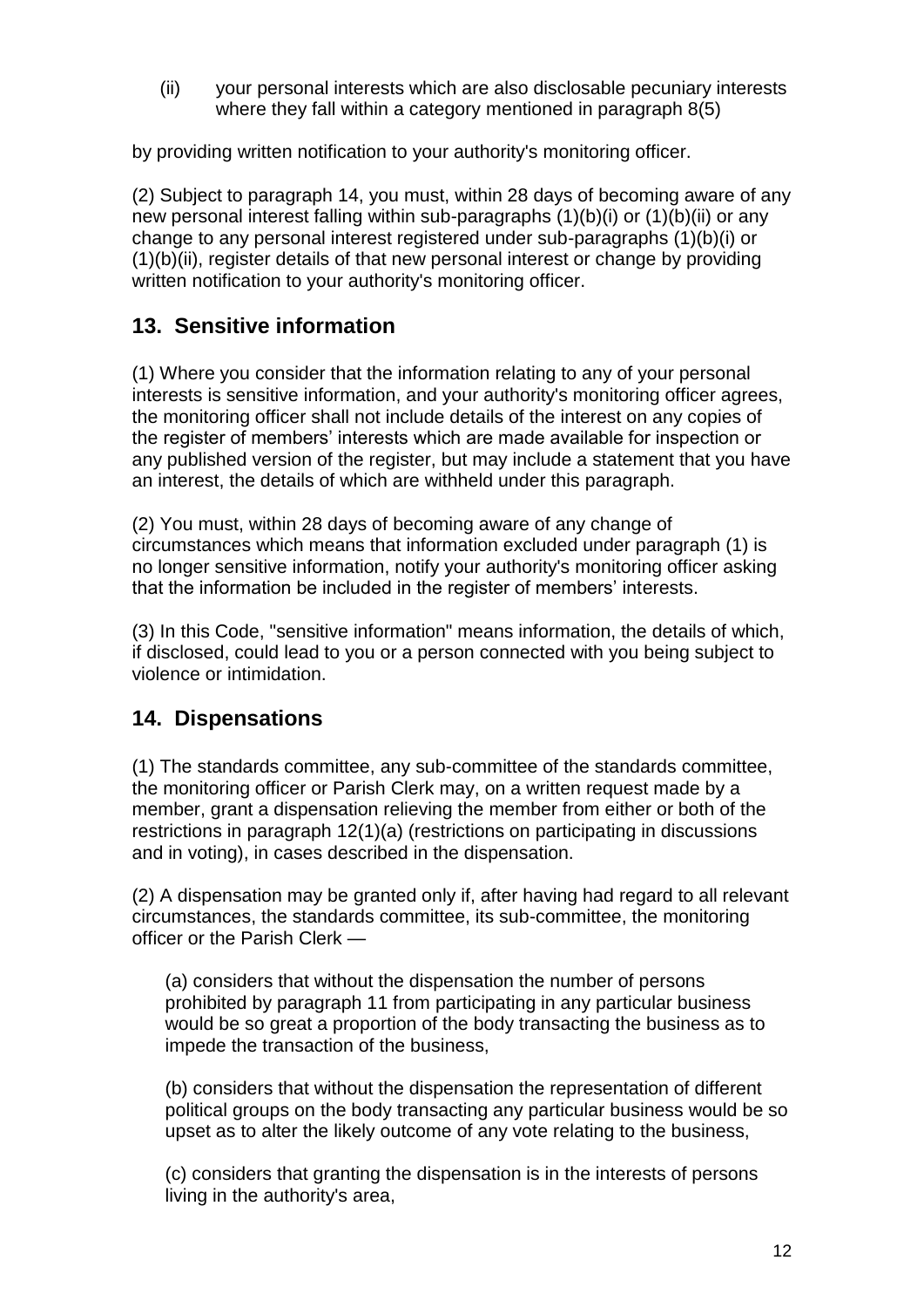(ii) your personal interests which are also disclosable pecuniary interests where they fall within a category mentioned in paragraph 8(5)

by providing written notification to your authority's monitoring officer.

(2) Subject to paragraph 14, you must, within 28 days of becoming aware of any new personal interest falling within sub-paragraphs (1)(b)(i) or (1)(b)(ii) or any change to any personal interest registered under sub-paragraphs (1)(b)(i) or (1)(b)(ii), register details of that new personal interest or change by providing written notification to your authority's monitoring officer.

## 13. Sensitive information

(1) Where you consider that the information relating to any of your personal interests is sensitive information, and your authority's monitoring officer agrees, the monitoring officer shall not include details of the interest on any copies of the register of members' interests which are made available for inspection or any published version of the register, but may include a statement that you have an interest, the details of which are withheld under this paragraph.

(2) You must, within 28 days of becoming aware of any change of circumstances which means that information excluded under paragraph (1) is no longer sensitive information, notify your authority's monitoring officer asking that the information be included in the register of members' interests.

(3) In this Code, "sensitive information" means information, the details of which, if disclosed, could lead to you or a person connected with you being subject to violence or intimidation.

## 14. Dispensations

(1) The standards committee, any sub-committee of the standards committee, the monitoring officer or Parish Clerk may, on a written request made by a member, grant a dispensation relieving the member from either or both of the restrictions in paragraph 12(1)(a) (restrictions on participating in discussions and in voting), in cases described in the dispensation.

(2) A dispensation may be granted only if, after having had regard to all relevant circumstances, the standards committee, its sub-committee, the monitoring officer or the Parish Clerk —

(a) considers that without the dispensation the number of persons prohibited by paragraph 11 from participating in any particular business would be so great a proportion of the body transacting the business as to impede the transaction of the business,

(b) considers that without the dispensation the representation of different political groups on the body transacting any particular business would be so upset as to alter the likely outcome of any vote relating to the business,

(c) considers that granting the dispensation is in the interests of persons living in the authority's area,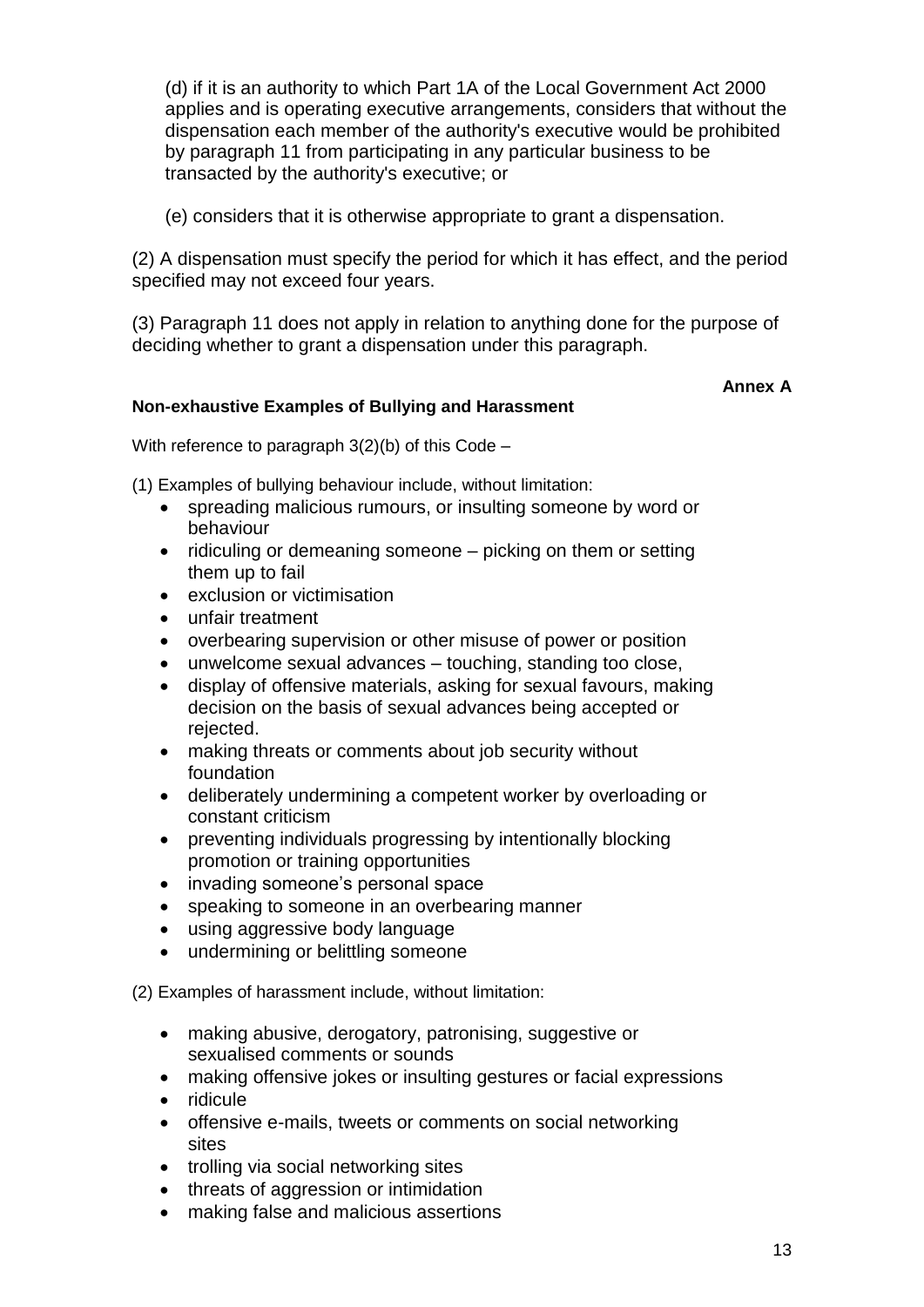(d) if it is an authority to which Part 1A of the Local Government Act 2000 applies and is operating executive arrangements, considers that without the dispensation each member of the authority's executive would be prohibited by paragraph 11 from participating in any particular business to be transacted by the authority's executive; or

(e) considers that it is otherwise appropriate to grant a dispensation.

(2) A dispensation must specify the period for which it has effect, and the period specified may not exceed four years.

(3) Paragraph 11 does not apply in relation to anything done for the purpose of deciding whether to grant a dispensation under this paragraph.

**Annex A**

**Non-exhaustive Examples of Bullying and Harassment**

With reference to paragraph 3(2)(b) of this Code –

(1) Examples of bullying behaviour include, without limitation:

- spreading malicious rumours, or insulting someone by word or behaviour
- ridiculing or demeaning someone – picking on them or setting them up to fail
- exclusion or victimisation
- unfair treatment
- overbearing supervision or other misuse of power or position
- unwelcome sexual advances – touching, standing too close,
- display of offensive materials, asking for sexual favours, making decision on the basis of sexual advances being accepted or rejected.
- making threats or comments about job security without foundation
- deliberately undermining a competent worker by overloading or constant criticism
- preventing individuals progressing by intentionally blocking promotion or training opportunities
- invading someone's personal space
- speaking to someone in an overbearing manner
- using aggressive body language
- undermining or belittling someone

(2) Examples of harassment include, without limitation:

- making abusive, derogatory, patronising, suggestive or sexualised comments or sounds
- making offensive jokes or insulting gestures or facial expressions
- ridicule
- offensive e-mails, tweets or comments on social networking sites
- trolling via social networking sites
- threats of aggression or intimidation
- making false and malicious assertions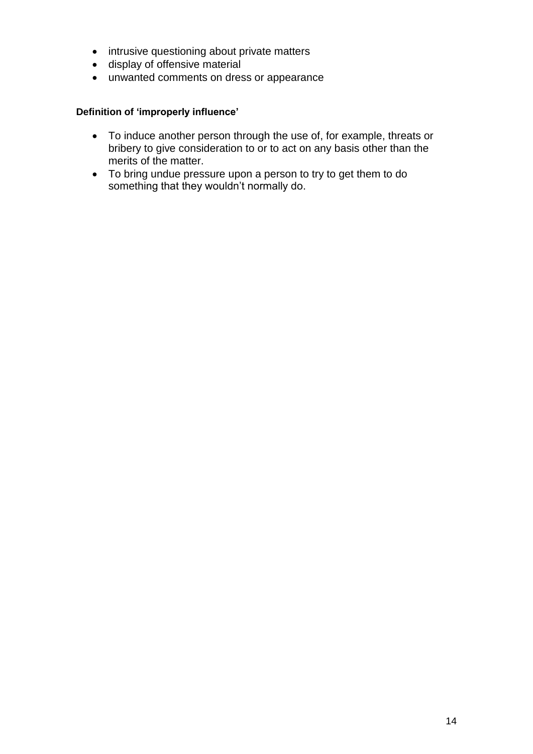- intrusive questioning about private matters
- display of offensive material
- unwanted comments on dress or appearance

**Definition of 'improperly influence'**

- To induce another person through the use of, for example, threats or bribery to give consideration to or to act on any basis other than the merits of the matter.
- To bring undue pressure upon a person to try to get them to do something that they wouldn't normally do.